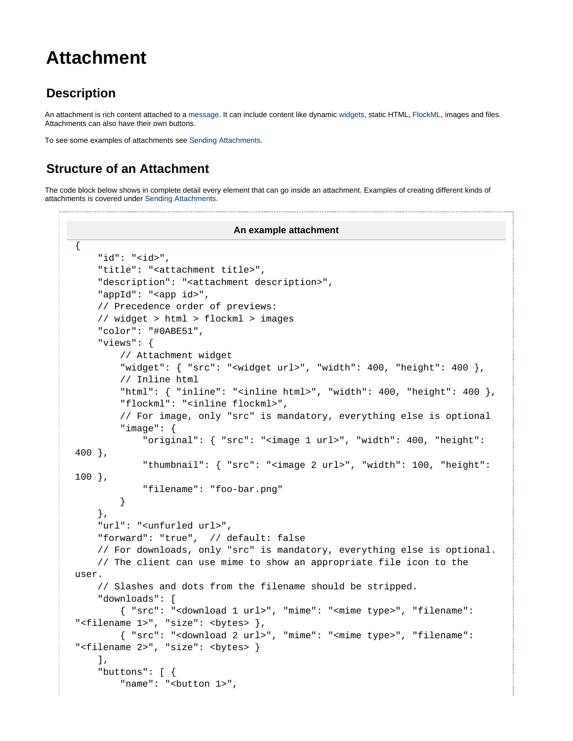# Attachment

## Description

An attachment is rich content attached to a message. It can include content like dynamic widgets, static HTML, FlockML, images and files. Attachments can also have their own buttons.

To see some examples of attachments see Sending Attachments.

## Structure of an Attachment

The code block below shows in complete detail every element that can go inside an attachment. Examples of creating different kinds of attachments is covered under Sending Attachments.

**An example attachment**

```
{
    "id": "<id>",
    "title": "<attachment title>",
    "description": "<attachment description>",
    "appId": "<app id>",
    // Precedence order of previews:
    // widget > html > flockml > images
    "color": "#0ABE51",
    "views": {
        // Attachment widget
        "widget": { "src": "<widget url>", "width": 400, "height": 400 },
        // Inline html
        "html": { "inline": "<inline html>", "width": 400, "height": 400 },
        "flockml": "<inline flockml>",
        // For image, only "src" is mandatory, everything else is optional
        "image": {
            "original": { "src": "<image 1 url>", "width": 400, "height": 400 },
            "thumbnail": { "src": "<image 2 url>", "width": 100, "height": 100 },
            "filename": "foo-bar.png"
        }
    },
    "url": "<unfurled url>",
    "forward": "true",  // default: false
    // For downloads, only "src" is mandatory, everything else is optional.
    // The client can use mime to show an appropriate file icon to the user.
    // Slashes and dots from the filename should be stripped.
    "downloads": [
        { "src": "<download 1 url>", "mime": "<mime type>", "filename": "<filename 1>", "size": <bytes> },
        { "src": "<download 2 url>", "mime": "<mime type>", "filename": "<filename 2>", "size": <bytes> }
    ],
    "buttons": [ {
        "name": "<button 1>",
```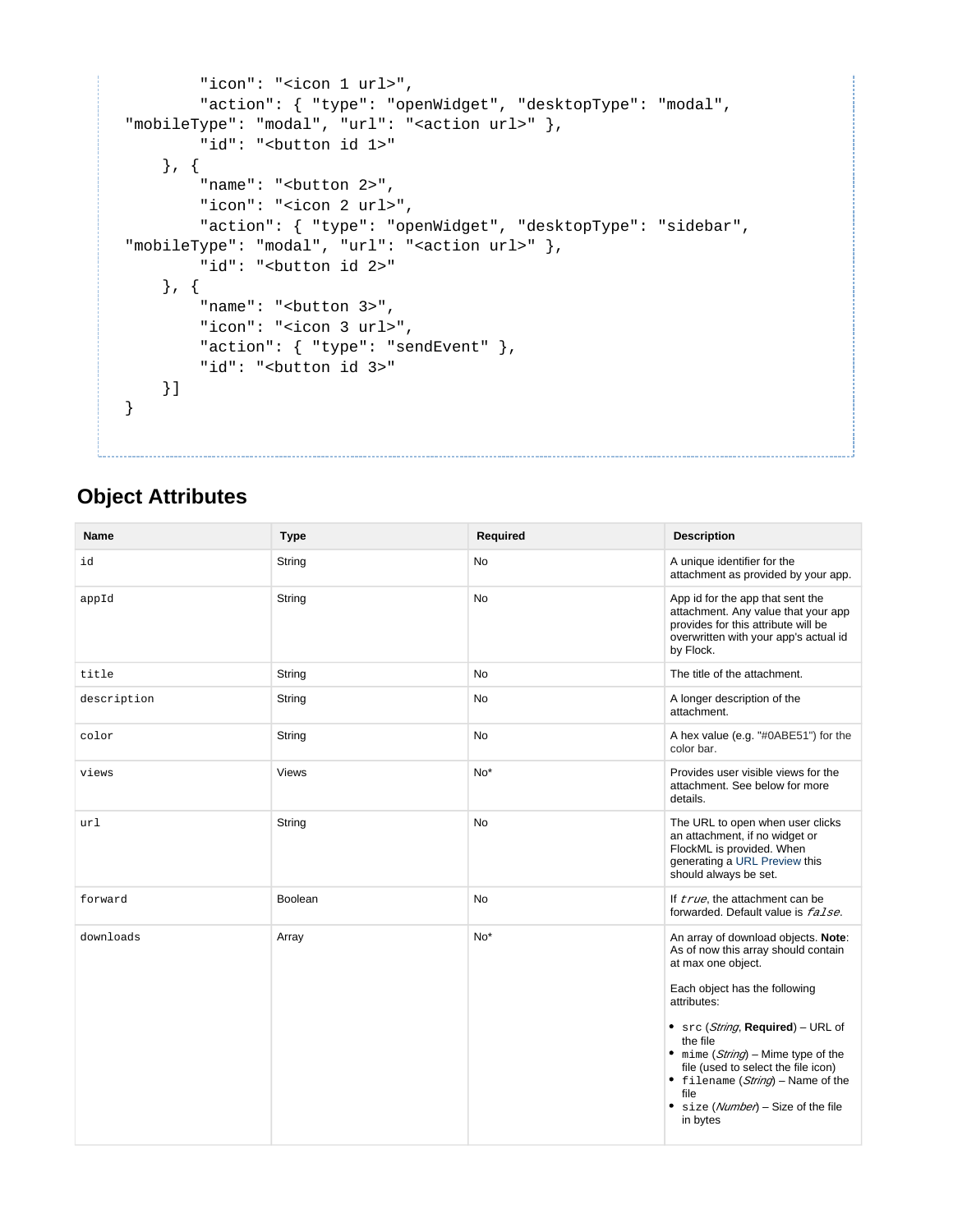```
        "icon": "<icon 1 url>",
        "action": { "type": "openWidget", "desktopType": "modal",
"mobileType": "modal", "url": "<action url>" },
        "id": "<button id 1>"
    }, {
        "name": "<button 2>",
        "icon": "<icon 2 url>",
        "action": { "type": "openWidget", "desktopType": "sidebar",
"mobileType": "modal", "url": "<action url>" },
        "id": "<button id 2>"
    }, {
        "name": "<button 3>",
        "icon": "<icon 3 url>",
        "action": { "type": "sendEvent" },
        "id": "<button id 3>"
    }]
}
```

## Object Attributes

| Name | Type | Required | Description |
|---|---|---|---|
| `id` | String | No | A unique identifier for the attachment as provided by your app. |
| `appId` | String | No | App id for the app that sent the attachment. Any value that your app provides for this attribute will be overwritten with your app's actual id by Flock. |
| `title` | String | No | The title of the attachment. |
| `description` | String | No | A longer description of the attachment. |
| `color` | String | No | A hex value (e.g. "#0ABE51") for the color bar. |
| `views` | Views | No* | Provides user visible views for the attachment. See below for more details. |
| `url` | String | No | The URL to open when user clicks an attachment, if no widget or FlockML is provided. When generating a URL Preview this should always be set. |
| `forward` | Boolean | No | If *true*, the attachment can be forwarded. Default value is *false*. |
| `downloads` | Array | No* | An array of download objects. **Note**: As of now this array should contain at max one object.<br><br>Each object has the following attributes:<br><br>• `src` (*String*, **Required**) – URL of the file<br>• `mime` (*String*) – Mime type of the file (used to select the file icon)<br>• `filename` (*String*) – Name of the file<br>• `size` (*Number*) – Size of the file in bytes |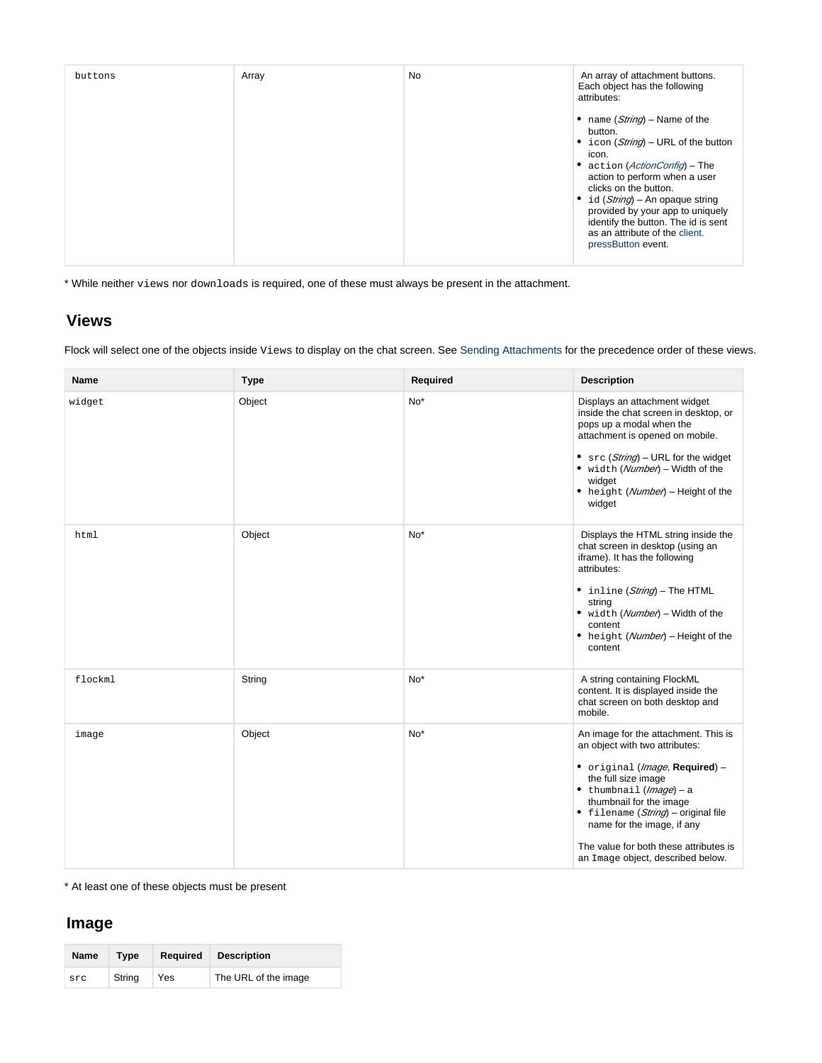| | | | |
|---|---|---|---|
| buttons | Array | No | An array of attachment buttons. Each object has the following attributes:<br><br>• `name` (*String*) – Name of the button.<br>• `icon` (*String*) – URL of the button icon.<br>• `action` (*ActionConfig*) – The action to perform when a user clicks on the button.<br>• `id` (*String*) – An opaque string provided by your app to uniquely identify the button. The id is sent as an attribute of the client.pressButton event. |

* While neither `views` nor `downloads` is required, one of these must always be present in the attachment.

## Views

Flock will select one of the objects inside `Views` to display on the chat screen. See Sending Attachments for the precedence order of these views.

| Name | Type | Required | Description |
|---|---|---|---|
| widget | Object | No* | Displays an attachment widget inside the chat screen in desktop, or pops up a modal when the attachment is opened on mobile.<br><br>• `src` (*String*) – URL for the widget<br>• `width` (*Number*) – Width of the widget<br>• `height` (*Number*) – Height of the widget |
| html | Object | No* | Displays the HTML string inside the chat screen in desktop (using an iframe). It has the following attributes:<br><br>• `inline` (*String*) – The HTML string<br>• `width` (*Number*) – Width of the content<br>• `height` (*Number*) – Height of the content |
| flockml | String | No* | A string containing FlockML content. It is displayed inside the chat screen on both desktop and mobile. |
| image | Object | No* | An image for the attachment. This is an object with two attributes:<br><br>• `original` (*Image*, **Required**) – the full size image<br>• `thumbnail` (*Image*) – a thumbnail for the image<br>• `filename` (*String*) – original file name for the image, if any<br><br>The value for both these attributes is an `Image` object, described below. |

* At least one of these objects must be present

## Image

| Name | Type | Required | Description |
|---|---|---|---|
| src | String | Yes | The URL of the image |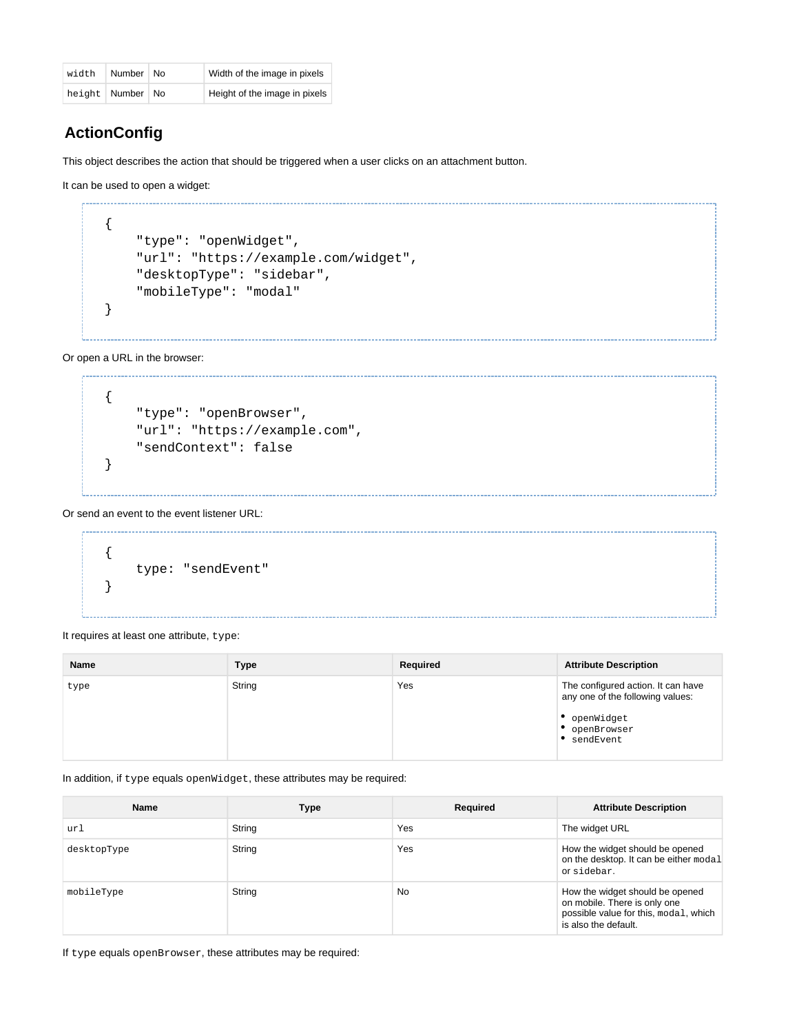| width | Number | No | Width of the image in pixels |
| --- | --- | --- | --- |
| height | Number | No | Height of the image in pixels |

## ActionConfig

This object describes the action that should be triggered when a user clicks on an attachment button.

It can be used to open a widget:

```
{
    "type": "openWidget",
    "url": "https://example.com/widget",
    "desktopType": "sidebar",
    "mobileType": "modal"
}
```

Or open a URL in the browser:

```
{
    "type": "openBrowser",
    "url": "https://example.com",
    "sendContext": false
}
```

Or send an event to the event listener URL:

```
{
    type: "sendEvent"
}
```

It requires at least one attribute, `type`:

| Name | Type | Required | Attribute Description |
| --- | --- | --- | --- |
| type | String | Yes | The configured action. It can have any one of the following values: <br>• `openWidget` <br>• `openBrowser` <br>• `sendEvent` |

In addition, if `type` equals `openWidget`, these attributes may be required:

| Name | Type | Required | Attribute Description |
| --- | --- | --- | --- |
| url | String | Yes | The widget URL |
| desktopType | String | Yes | How the widget should be opened on the desktop. It can be either `modal` or `sidebar`. |
| mobileType | String | No | How the widget should be opened on mobile. There is only one possible value for this, `modal`, which is also the default. |

If `type` equals `openBrowser`, these attributes may be required: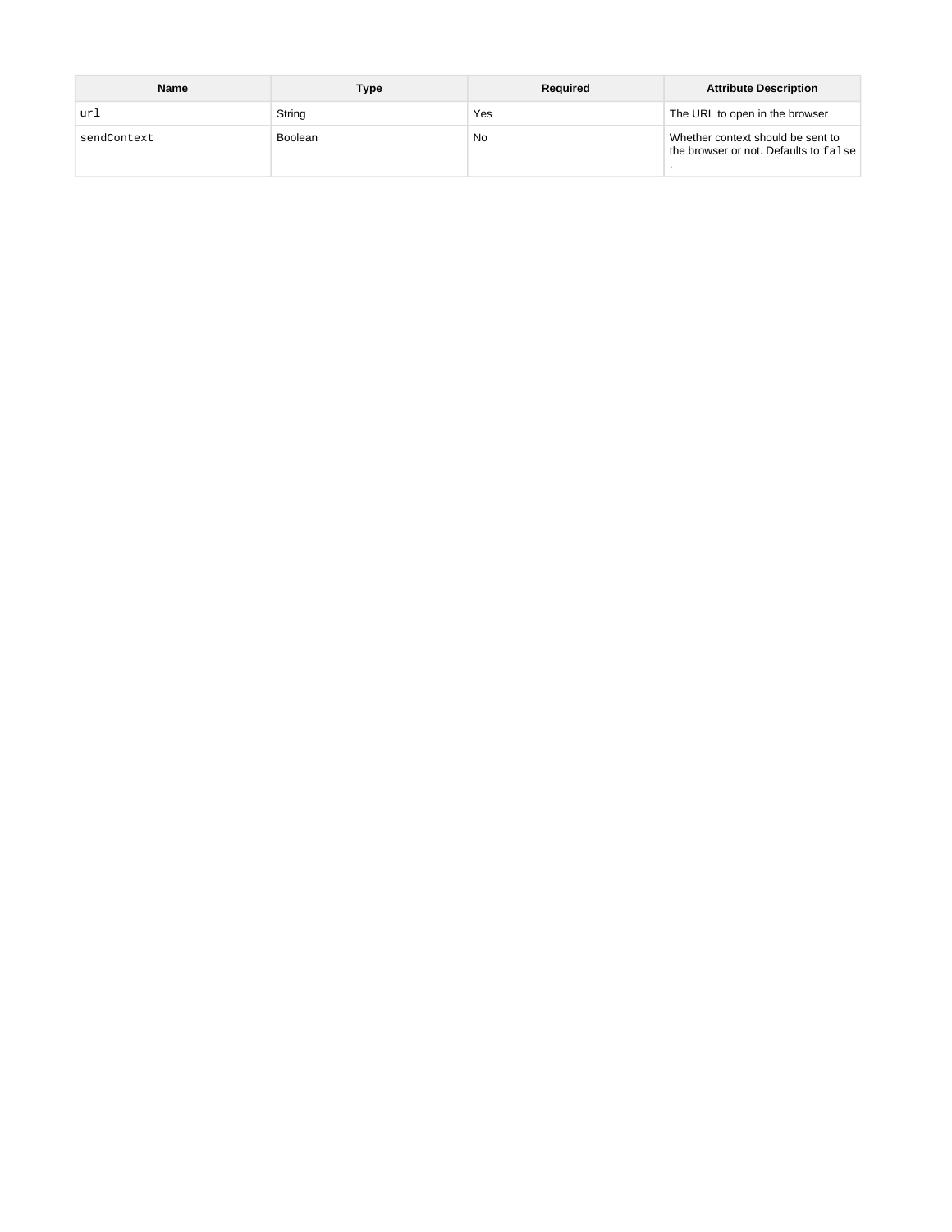| Name | Type | Required | Attribute Description |
| --- | --- | --- | --- |
| `url` | String | Yes | The URL to open in the browser |
| `sendContext` | Boolean | No | Whether context should be sent to the browser or not. Defaults to `false`. |